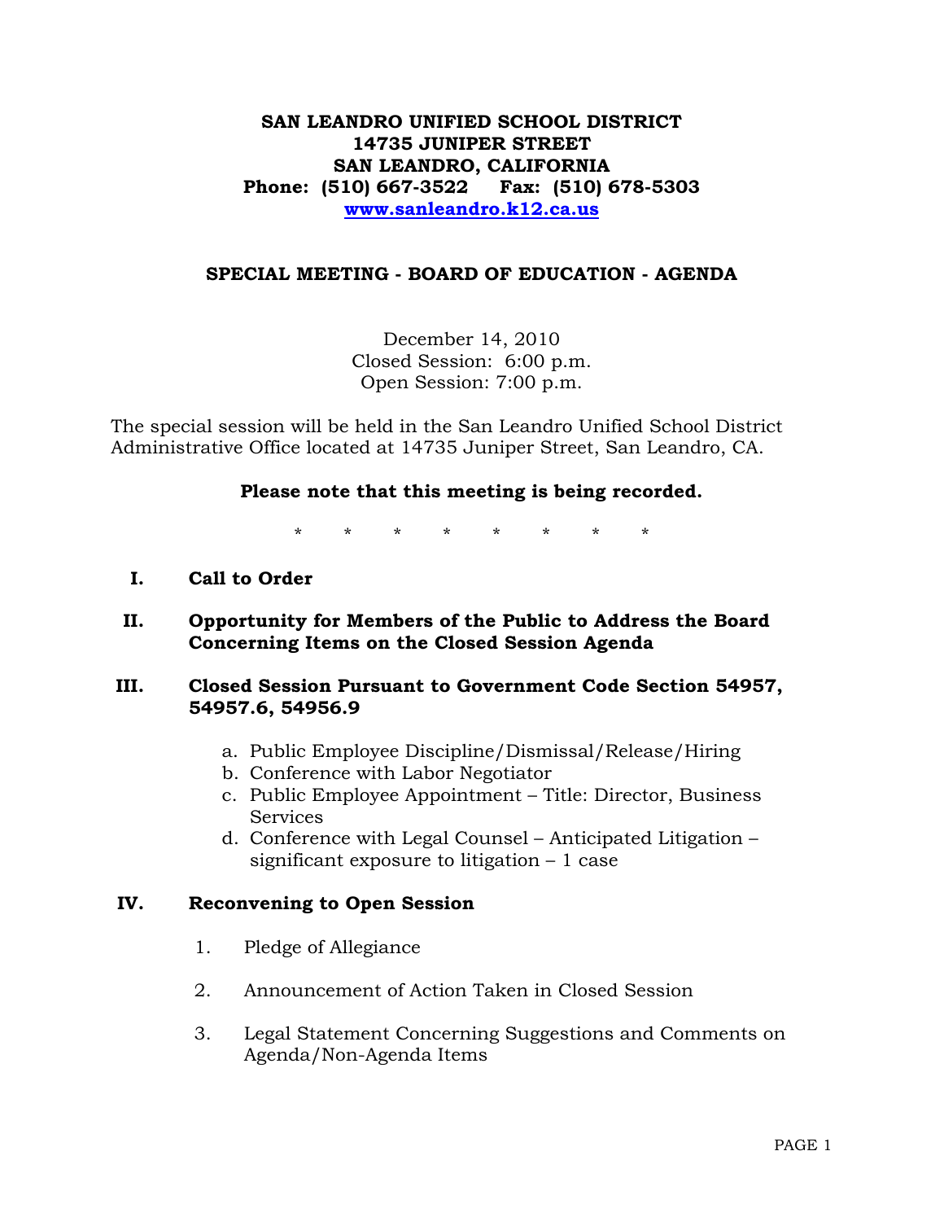**SAN LEANDRO UNIFIED SCHOOL DISTRICT**
**14735 JUNIPER STREET**
**SAN LEANDRO, CALIFORNIA**
**Phone: (510) 667-3522 Fax: (510) 678-5303**
**www.sanleandro.k12.ca.us**

## SPECIAL MEETING - BOARD OF EDUCATION - AGENDA

December 14, 2010
Closed Session: 6:00 p.m.
Open Session: 7:00 p.m.

The special session will be held in the San Leandro Unified School District Administrative Office located at 14735 Juniper Street, San Leandro, CA.

**Please note that this meeting is being recorded.**

\* \* \* \* \* \* \* \*

**I. Call to Order**

**II. Opportunity for Members of the Public to Address the Board Concerning Items on the Closed Session Agenda**

**III. Closed Session Pursuant to Government Code Section 54957, 54957.6, 54956.9**

a. Public Employee Discipline/Dismissal/Release/Hiring
b. Conference with Labor Negotiator
c. Public Employee Appointment – Title: Director, Business Services
d. Conference with Legal Counsel – Anticipated Litigation – significant exposure to litigation – 1 case

**IV. Reconvening to Open Session**

1. Pledge of Allegiance

2. Announcement of Action Taken in Closed Session

3. Legal Statement Concerning Suggestions and Comments on Agenda/Non-Agenda Items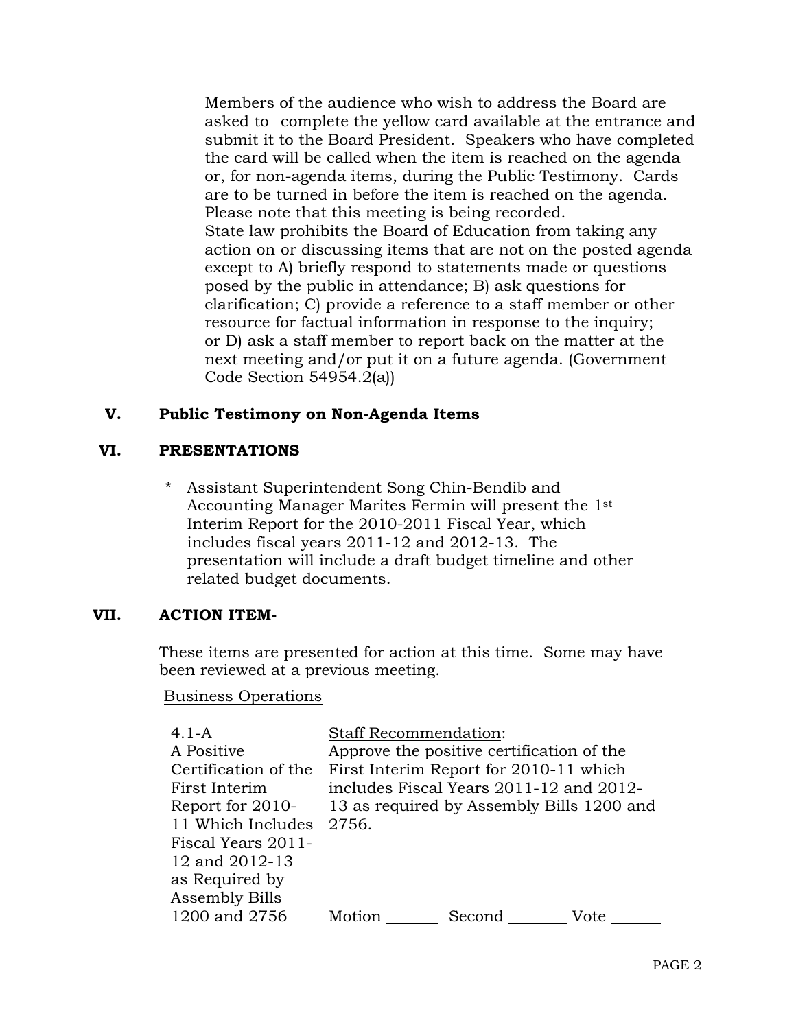Members of the audience who wish to address the Board are asked to complete the yellow card available at the entrance and submit it to the Board President. Speakers who have completed the card will be called when the item is reached on the agenda or, for non-agenda items, during the Public Testimony. Cards are to be turned in before the item is reached on the agenda. Please note that this meeting is being recorded.
State law prohibits the Board of Education from taking any action on or discussing items that are not on the posted agenda except to A) briefly respond to statements made or questions posed by the public in attendance; B) ask questions for clarification; C) provide a reference to a staff member or other resource for factual information in response to the inquiry; or D) ask a staff member to report back on the matter at the next meeting and/or put it on a future agenda. (Government Code Section 54954.2(a))

## V. Public Testimony on Non-Agenda Items

## VI. PRESENTATIONS

\* Assistant Superintendent Song Chin-Bendib and Accounting Manager Marites Fermin will present the 1st Interim Report for the 2010-2011 Fiscal Year, which includes fiscal years 2011-12 and 2012-13. The presentation will include a draft budget timeline and other related budget documents.

## VII. ACTION ITEM-

These items are presented for action at this time. Some may have been reviewed at a previous meeting.

Business Operations

| | |
|---|---|
| 4.1-A A Positive Certification of the First Interim Report for 2010-11 Which Includes Fiscal Years 2011-12 and 2012-13 as Required by Assembly Bills 1200 and 2756 | Staff Recommendation: Approve the positive certification of the First Interim Report for 2010-11 which includes Fiscal Years 2011-12 and 2012-13 as required by Assembly Bills 1200 and 2756.<br><br>Motion ______ Second _______ Vote ______ |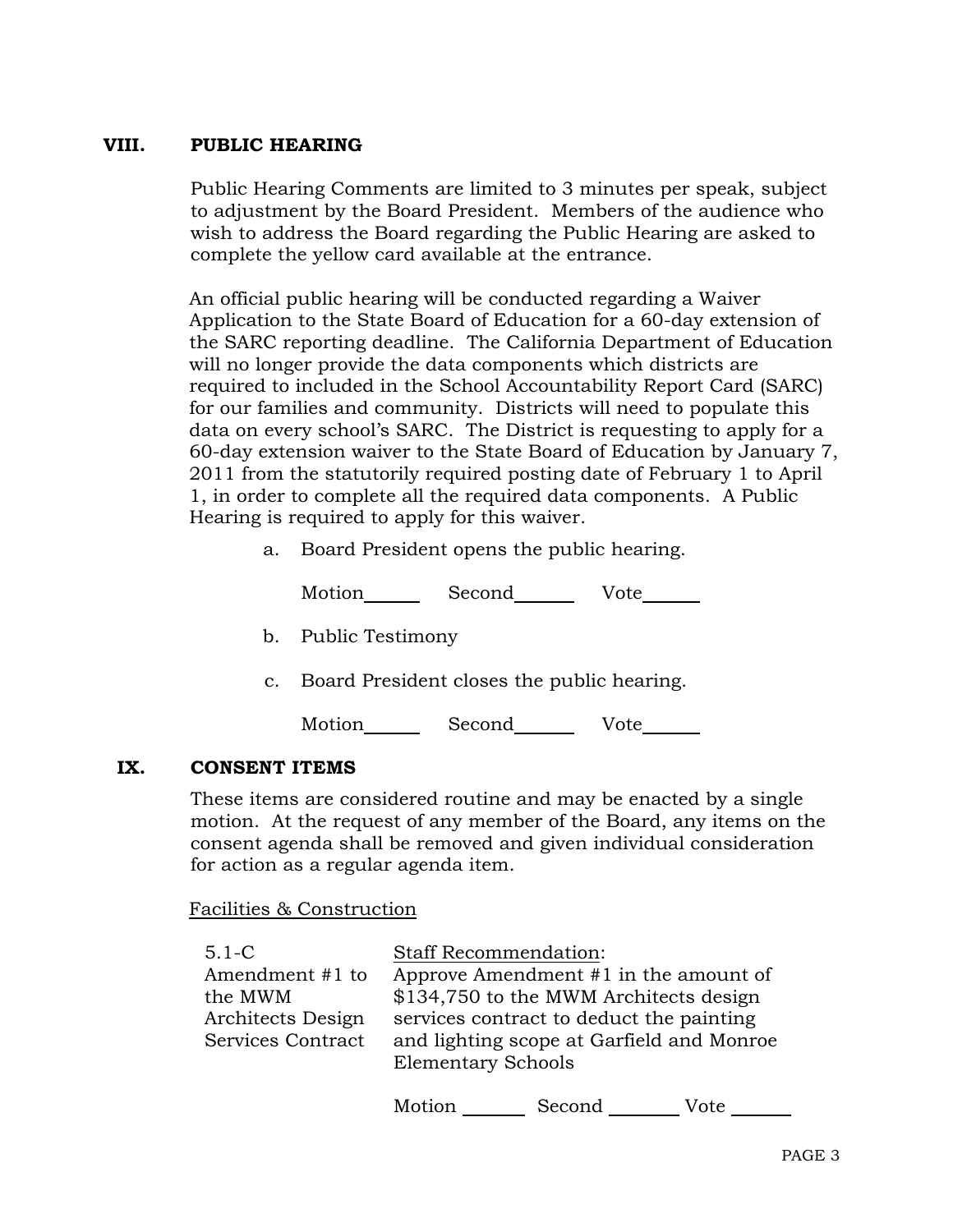## VIII. PUBLIC HEARING

Public Hearing Comments are limited to 3 minutes per speak, subject to adjustment by the Board President. Members of the audience who wish to address the Board regarding the Public Hearing are asked to complete the yellow card available at the entrance.

An official public hearing will be conducted regarding a Waiver Application to the State Board of Education for a 60-day extension of the SARC reporting deadline. The California Department of Education will no longer provide the data components which districts are required to included in the School Accountability Report Card (SARC) for our families and community. Districts will need to populate this data on every school's SARC. The District is requesting to apply for a 60-day extension waiver to the State Board of Education by January 7, 2011 from the statutorily required posting date of February 1 to April 1, in order to complete all the required data components. A Public Hearing is required to apply for this waiver.

a. Board President opens the public hearing.

Motion\_\_\_\_\_\_ Second\_\_\_\_\_\_ Vote\_\_\_\_\_\_

b. Public Testimony

c. Board President closes the public hearing.

Motion\_\_\_\_\_\_ Second\_\_\_\_\_\_ Vote\_\_\_\_\_\_

## IX. CONSENT ITEMS

These items are considered routine and may be enacted by a single motion. At the request of any member of the Board, any items on the consent agenda shall be removed and given individual consideration for action as a regular agenda item.

Facilities & Construction

5.1-C
Amendment #1 to the MWM Architects Design Services Contract

Staff Recommendation:
Approve Amendment #1 in the amount of $134,750 to the MWM Architects design services contract to deduct the painting and lighting scope at Garfield and Monroe Elementary Schools

Motion \_\_\_\_\_\_ Second \_\_\_\_\_\_ Vote \_\_\_\_\_\_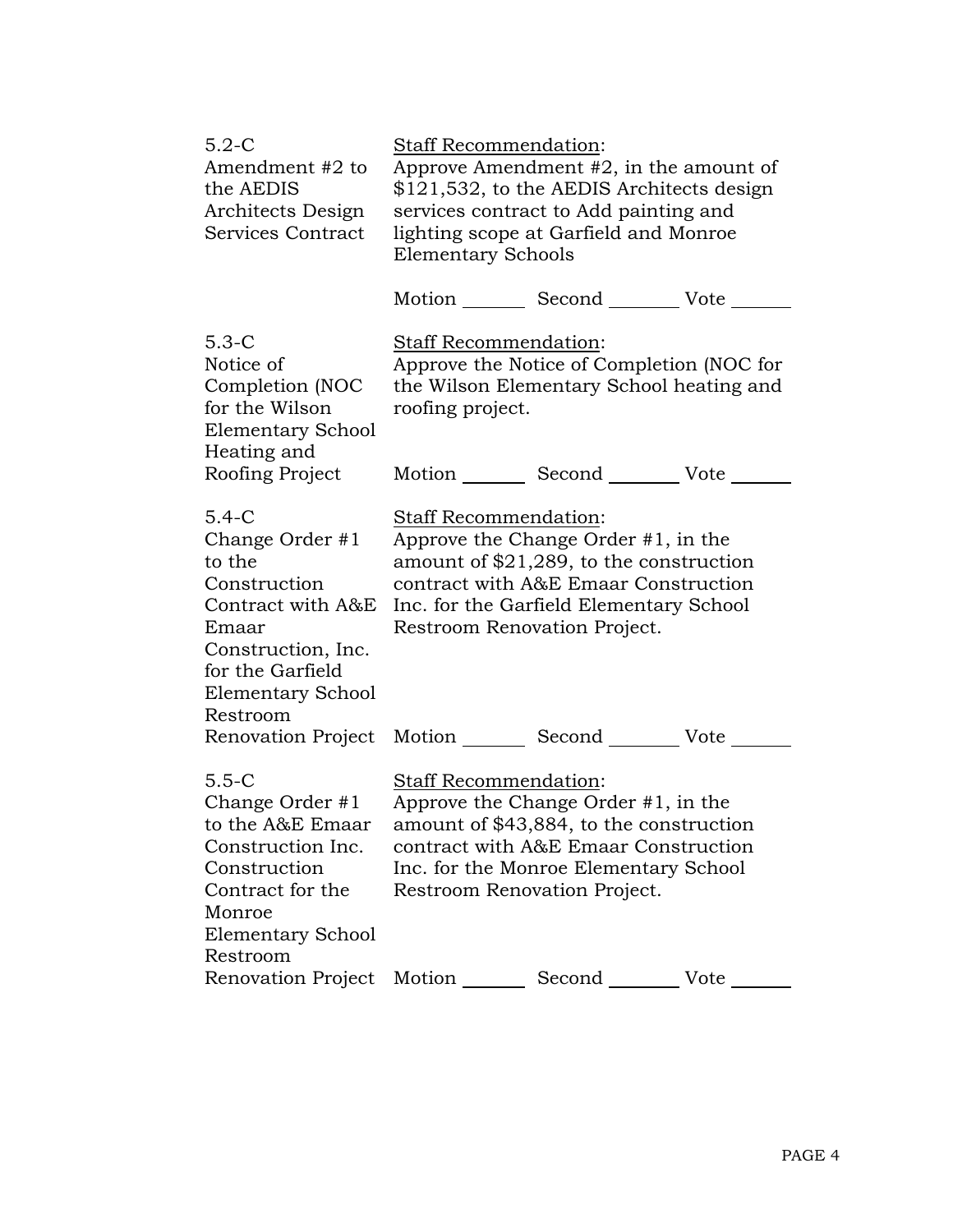5.2-C
Amendment #2 to the AEDIS Architects Design Services Contract

Staff Recommendation:
Approve Amendment #2, in the amount of $121,532, to the AEDIS Architects design services contract to Add painting and lighting scope at Garfield and Monroe Elementary Schools

Motion _______ Second _______ Vote _______

5.3-C
Notice of Completion (NOC for the Wilson Elementary School Heating and Roofing Project

Staff Recommendation:
Approve the Notice of Completion (NOC for the Wilson Elementary School heating and roofing project.

Motion _______ Second _______ Vote _______

5.4-C
Change Order #1 to the Construction Contract with A&E Emaar Construction, Inc. for the Garfield Elementary School Restroom Renovation Project

Staff Recommendation:
Approve the Change Order #1, in the amount of $21,289, to the construction contract with A&E Emaar Construction Inc. for the Garfield Elementary School Restroom Renovation Project.

Motion _______ Second _______ Vote _______

5.5-C
Change Order #1 to the A&E Emaar Construction Inc. Construction Contract for the Monroe Elementary School Restroom Renovation Project

Staff Recommendation:
Approve the Change Order #1, in the amount of $43,884, to the construction contract with A&E Emaar Construction Inc. for the Monroe Elementary School Restroom Renovation Project.

Motion _______ Second _______ Vote _______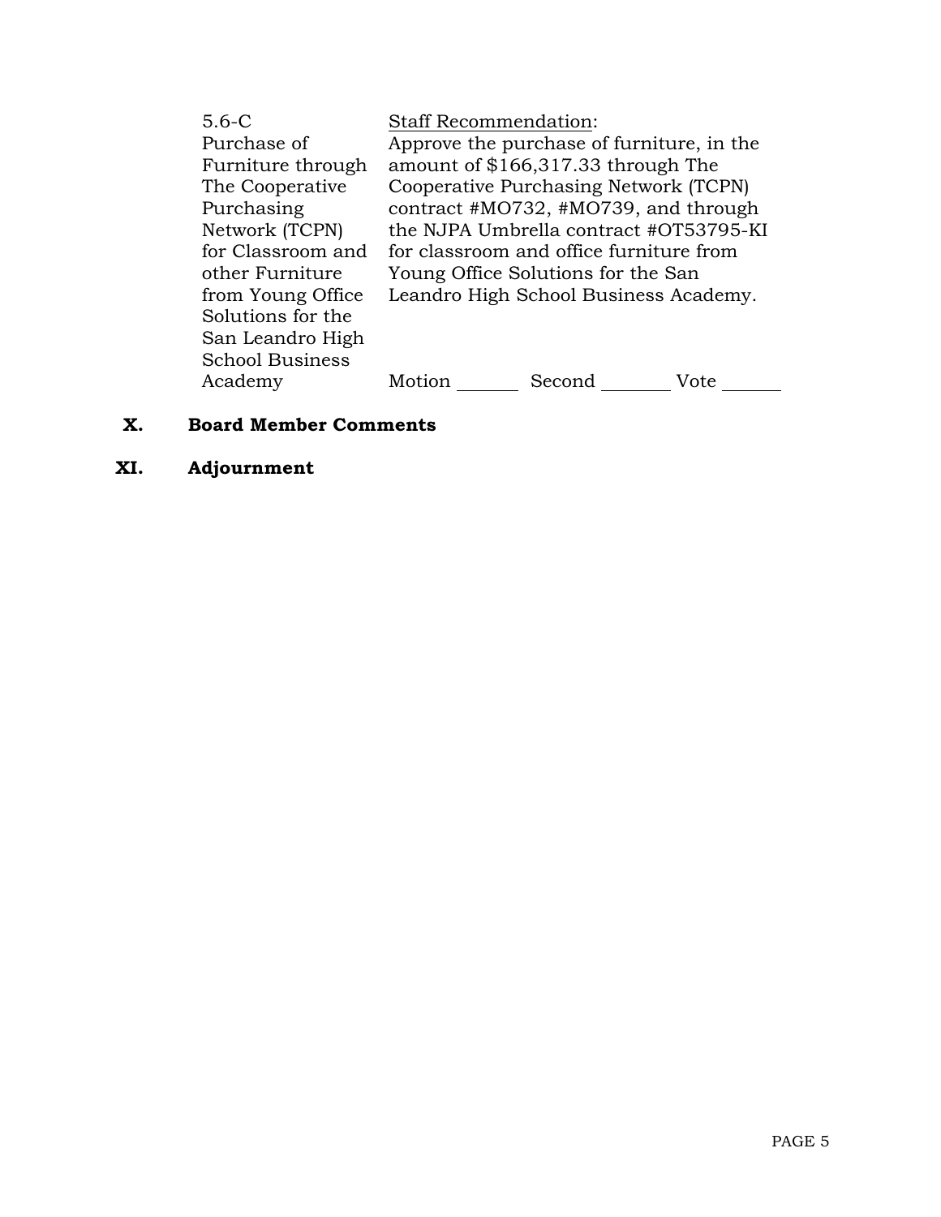| | |
|---|---|
| 5.6-C<br>Purchase of Furniture through The Cooperative Purchasing Network (TCPN) for Classroom and other Furniture from Young Office Solutions for the San Leandro High School Business Academy | Staff Recommendation:<br>Approve the purchase of furniture, in the amount of $166,317.33 through The Cooperative Purchasing Network (TCPN) contract #MO732, #MO739, and through the NJPA Umbrella contract #OT53795-KI for classroom and office furniture from Young Office Solutions for the San Leandro High School Business Academy.<br><br>Motion ______ Second ______ Vote ______ |

## X. Board Member Comments

## XI. Adjournment